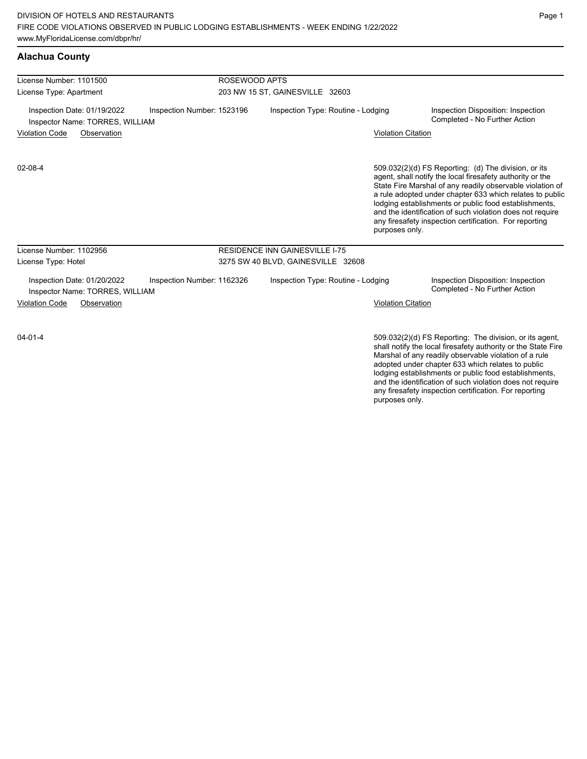# Alachua County

License Number: 1101500
License Type: Apartment

ROSEWOOD APTS
203 NW 15 ST, GAINESVILLE 32603

Inspection Date: 01/19/2022
Inspector Name: TORRES, WILLIAM
Inspection Number: 1523196
Inspection Type: Routine - Lodging
Inspection Disposition: Inspection Completed - No Further Action

| Violation Code | Observation | Violation Citation |
|---|---|---|
| 02-08-4 | | 509.032(2)(d) FS Reporting: (d) The division, or its agent, shall notify the local firesafety authority or the State Fire Marshal of any readily observable violation of a rule adopted under chapter 633 which relates to public lodging establishments or public food establishments, and the identification of such violation does not require any firesafety inspection certification. For reporting purposes only. |

License Number: 1102956
License Type: Hotel

RESIDENCE INN GAINESVILLE I-75
3275 SW 40 BLVD, GAINESVILLE 32608

Inspection Date: 01/20/2022
Inspector Name: TORRES, WILLIAM
Inspection Number: 1162326
Inspection Type: Routine - Lodging
Inspection Disposition: Inspection Completed - No Further Action

| Violation Code | Observation | Violation Citation |
|---|---|---|
| 04-01-4 | | 509.032(2)(d) FS Reporting: The division, or its agent, shall notify the local firesafety authority or the State Fire Marshal of any readily observable violation of a rule adopted under chapter 633 which relates to public lodging establishments or public food establishments, and the identification of such violation does not require any firesafety inspection certification. For reporting purposes only. |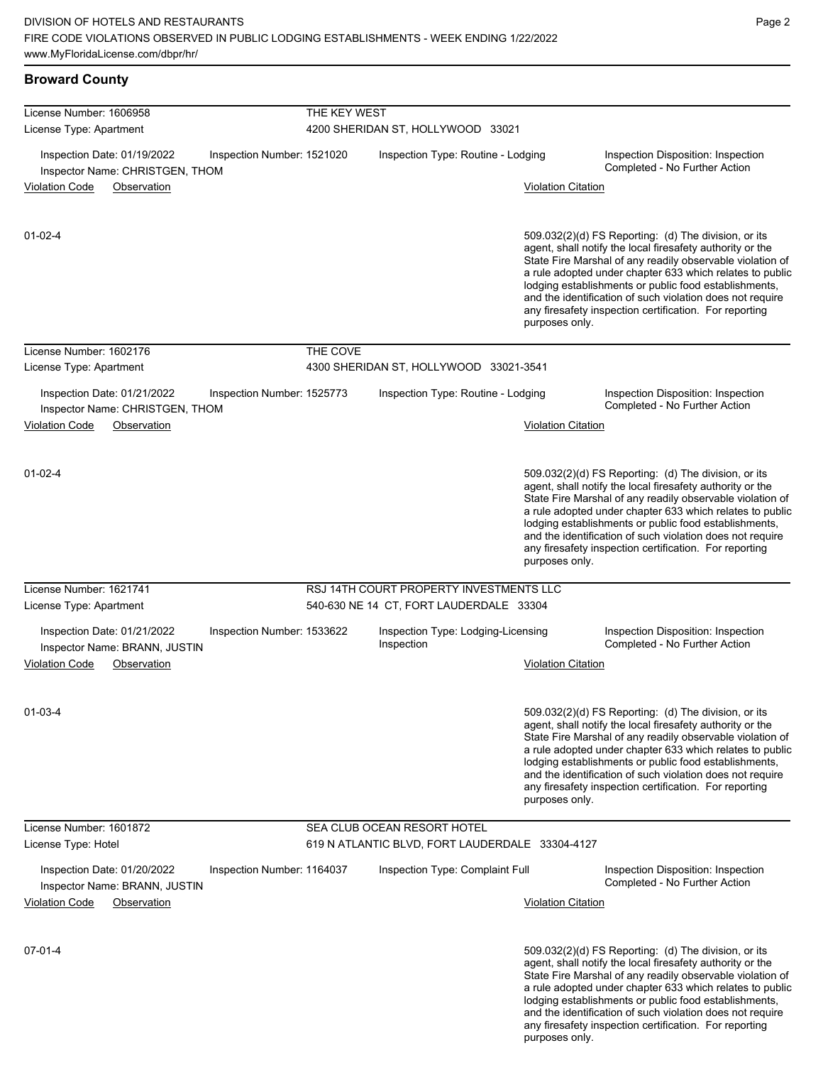## Broward County

**License Number: 1606958** — THE KEY WEST
License Type: Apartment — 4200 SHERIDAN ST, HOLLYWOOD 33021

Inspection Date: 01/19/2022 | Inspection Number: 1521020 | Inspection Type: Routine - Lodging | Inspection Disposition: Inspection Completed - No Further Action
Inspector Name: CHRISTGEN, THOM

| Violation Code | Observation | Violation Citation |
| --- | --- | --- |
| 01-02-4 | | 509.032(2)(d) FS Reporting: (d) The division, or its agent, shall notify the local firesafety authority or the State Fire Marshal of any readily observable violation of a rule adopted under chapter 633 which relates to public lodging establishments or public food establishments, and the identification of such violation does not require any firesafety inspection certification. For reporting purposes only. |

**License Number: 1602176** — THE COVE
License Type: Apartment — 4300 SHERIDAN ST, HOLLYWOOD 33021-3541

Inspection Date: 01/21/2022 | Inspection Number: 1525773 | Inspection Type: Routine - Lodging | Inspection Disposition: Inspection Completed - No Further Action
Inspector Name: CHRISTGEN, THOM

| Violation Code | Observation | Violation Citation |
| --- | --- | --- |
| 01-02-4 | | 509.032(2)(d) FS Reporting: (d) The division, or its agent, shall notify the local firesafety authority or the State Fire Marshal of any readily observable violation of a rule adopted under chapter 633 which relates to public lodging establishments or public food establishments, and the identification of such violation does not require any firesafety inspection certification. For reporting purposes only. |

**License Number: 1621741** — RSJ 14TH COURT PROPERTY INVESTMENTS LLC
License Type: Apartment — 540-630 NE 14 CT, FORT LAUDERDALE 33304

Inspection Date: 01/21/2022 | Inspection Number: 1533622 | Inspection Type: Lodging-Licensing Inspection | Inspection Disposition: Inspection Completed - No Further Action
Inspector Name: BRANN, JUSTIN

| Violation Code | Observation | Violation Citation |
| --- | --- | --- |
| 01-03-4 | | 509.032(2)(d) FS Reporting: (d) The division, or its agent, shall notify the local firesafety authority or the State Fire Marshal of any readily observable violation of a rule adopted under chapter 633 which relates to public lodging establishments or public food establishments, and the identification of such violation does not require any firesafety inspection certification. For reporting purposes only. |

**License Number: 1601872** — SEA CLUB OCEAN RESORT HOTEL
License Type: Hotel — 619 N ATLANTIC BLVD, FORT LAUDERDALE 33304-4127

Inspection Date: 01/20/2022 | Inspection Number: 1164037 | Inspection Type: Complaint Full | Inspection Disposition: Inspection Completed - No Further Action
Inspector Name: BRANN, JUSTIN

| Violation Code | Observation | Violation Citation |
| --- | --- | --- |
| 07-01-4 | | 509.032(2)(d) FS Reporting: (d) The division, or its agent, shall notify the local firesafety authority or the State Fire Marshal of any readily observable violation of a rule adopted under chapter 633 which relates to public lodging establishments or public food establishments, and the identification of such violation does not require any firesafety inspection certification. For reporting purposes only. |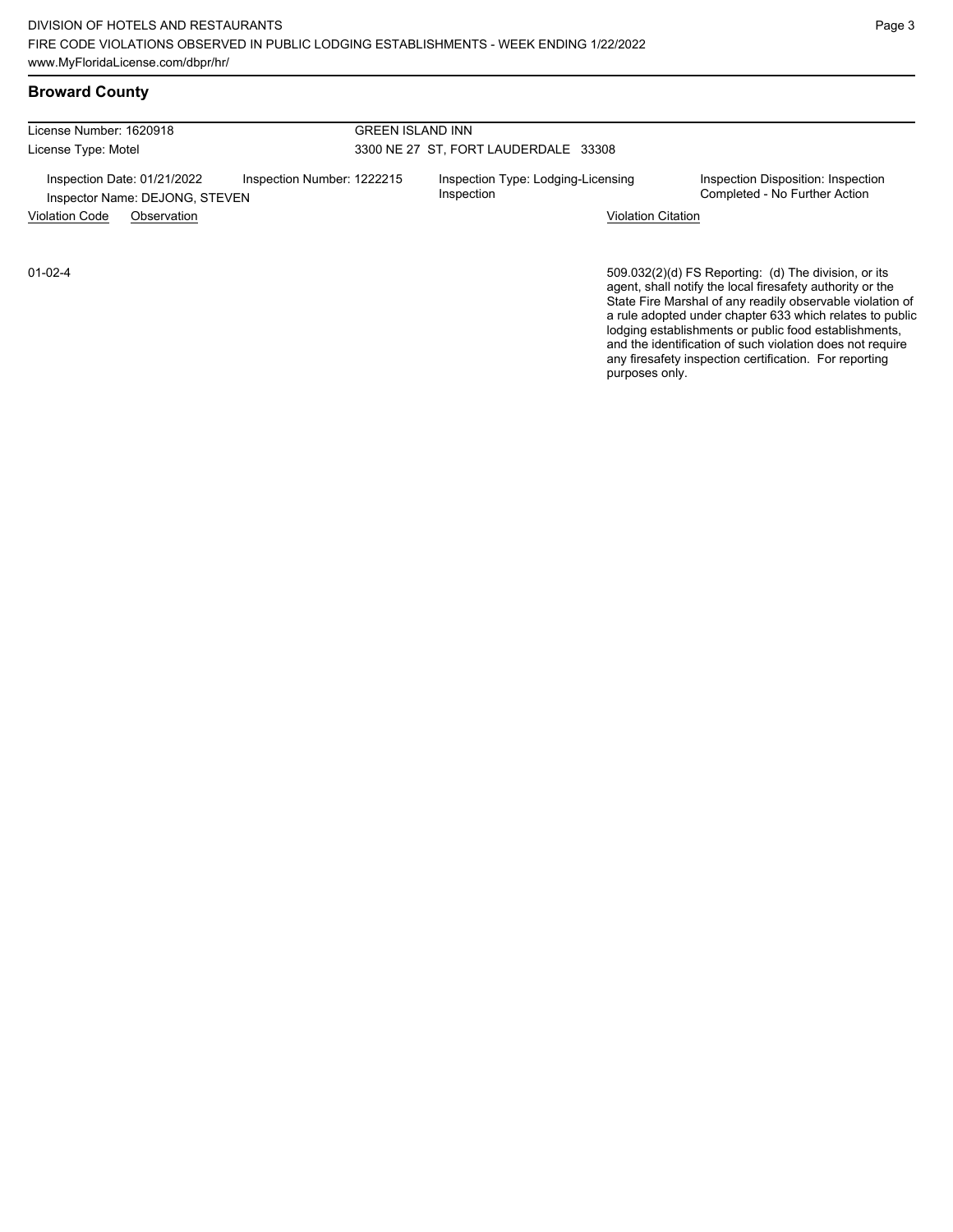## Broward County

License Number: 1620918
License Type: Motel

GREEN ISLAND INN
3300 NE 27 ST, FORT LAUDERDALE 33308

Inspection Date: 01/21/2022
Inspector Name: DEJONG, STEVEN

Inspection Number: 1222215

Inspection Type: Lodging-Licensing Inspection

Inspection Disposition: Inspection Completed - No Further Action

| Violation Code | Observation | Violation Citation |
|---|---|---|
| 01-02-4 | | 509.032(2)(d) FS Reporting: (d) The division, or its agent, shall notify the local firesafety authority or the State Fire Marshal of any readily observable violation of a rule adopted under chapter 633 which relates to public lodging establishments or public food establishments, and the identification of such violation does not require any firesafety inspection certification. For reporting purposes only. |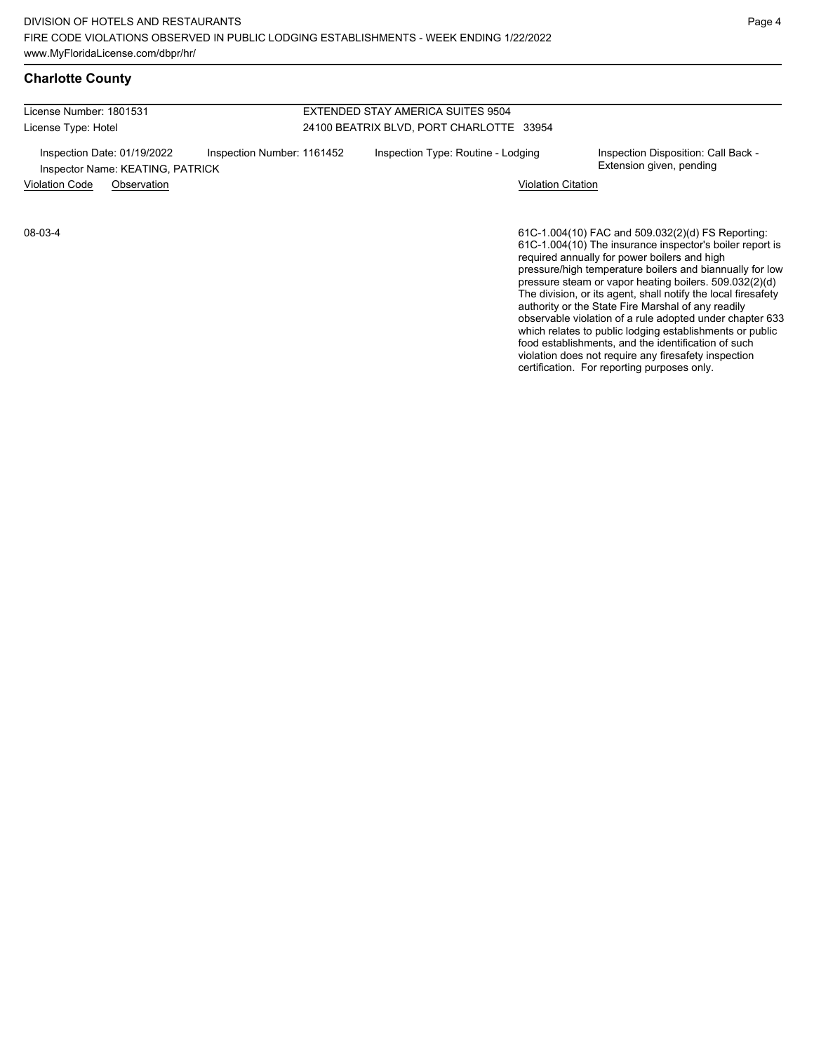## Charlotte County

License Number: 1801531
License Type: Hotel

EXTENDED STAY AMERICA SUITES 9504
24100 BEATRIX BLVD, PORT CHARLOTTE 33954

Inspection Date: 01/19/2022 | Inspection Number: 1161452 | Inspection Type: Routine - Lodging | Inspection Disposition: Call Back - Extension given, pending

Inspector Name: KEATING, PATRICK

| Violation Code | Observation | Violation Citation |
|---|---|---|
| 08-03-4 | | 61C-1.004(10) FAC and 509.032(2)(d) FS Reporting: 61C-1.004(10) The insurance inspector's boiler report is required annually for power boilers and high pressure/high temperature boilers and biannually for low pressure steam or vapor heating boilers. 509.032(2)(d) The division, or its agent, shall notify the local firesafety authority or the State Fire Marshal of any readily observable violation of a rule adopted under chapter 633 which relates to public lodging establishments or public food establishments, and the identification of such violation does not require any firesafety inspection certification. For reporting purposes only. |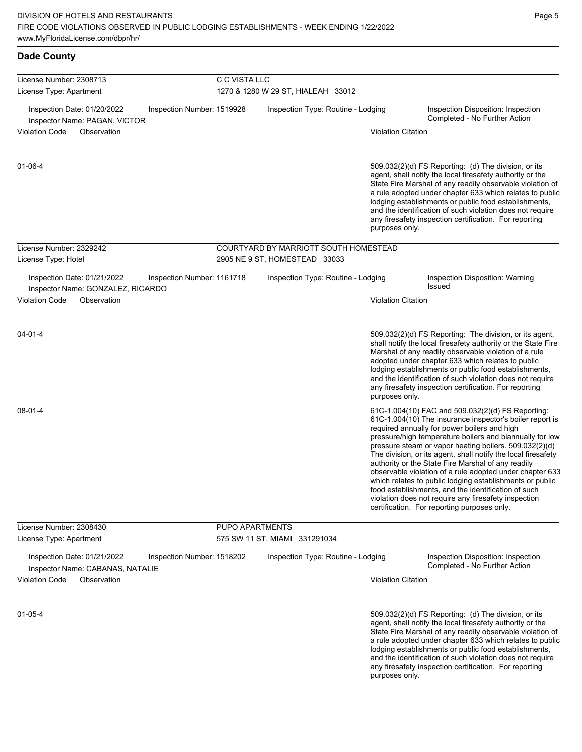## Dade County

**License Number:** 2308713 — **C C VISTA LLC**
**License Type:** Apartment — 1270 & 1280 W 29 ST, HIALEAH 33012

Inspection Date: 01/20/2022 | Inspection Number: 1519928 | Inspection Type: Routine - Lodging | Inspection Disposition: Inspection Completed - No Further Action
Inspector Name: PAGAN, VICTOR

| Violation Code | Observation | Violation Citation |
|---|---|---|
| 01-06-4 | | 509.032(2)(d) FS Reporting: (d) The division, or its agent, shall notify the local firesafety authority or the State Fire Marshal of any readily observable violation of a rule adopted under chapter 633 which relates to public lodging establishments or public food establishments, and the identification of such violation does not require any firesafety inspection certification. For reporting purposes only. |

**License Number:** 2329242 — **COURTYARD BY MARRIOTT SOUTH HOMESTEAD**
**License Type:** Hotel — 2905 NE 9 ST, HOMESTEAD 33033

Inspection Date: 01/21/2022 | Inspection Number: 1161718 | Inspection Type: Routine - Lodging | Inspection Disposition: Warning Issued
Inspector Name: GONZALEZ, RICARDO

| Violation Code | Observation | Violation Citation |
|---|---|---|
| 04-01-4 | | 509.032(2)(d) FS Reporting: The division, or its agent, shall notify the local firesafety authority or the State Fire Marshal of any readily observable violation of a rule adopted under chapter 633 which relates to public lodging establishments or public food establishments, and the identification of such violation does not require any firesafety inspection certification. For reporting purposes only. |
| 08-01-4 | | 61C-1.004(10) FAC and 509.032(2)(d) FS Reporting: 61C-1.004(10) The insurance inspector's boiler report is required annually for power boilers and high pressure/high temperature boilers and biannually for low pressure steam or vapor heating boilers. 509.032(2)(d) The division, or its agent, shall notify the local firesafety authority or the State Fire Marshal of any readily observable violation of a rule adopted under chapter 633 which relates to public lodging establishments or public food establishments, and the identification of such violation does not require any firesafety inspection certification. For reporting purposes only. |

**License Number:** 2308430 — **PUPO APARTMENTS**
**License Type:** Apartment — 575 SW 11 ST, MIAMI 331291034

Inspection Date: 01/21/2022 | Inspection Number: 1518202 | Inspection Type: Routine - Lodging | Inspection Disposition: Inspection Completed - No Further Action
Inspector Name: CABANAS, NATALIE

| Violation Code | Observation | Violation Citation |
|---|---|---|
| 01-05-4 | | 509.032(2)(d) FS Reporting: (d) The division, or its agent, shall notify the local firesafety authority or the State Fire Marshal of any readily observable violation of a rule adopted under chapter 633 which relates to public lodging establishments or public food establishments, and the identification of such violation does not require any firesafety inspection certification. For reporting purposes only. |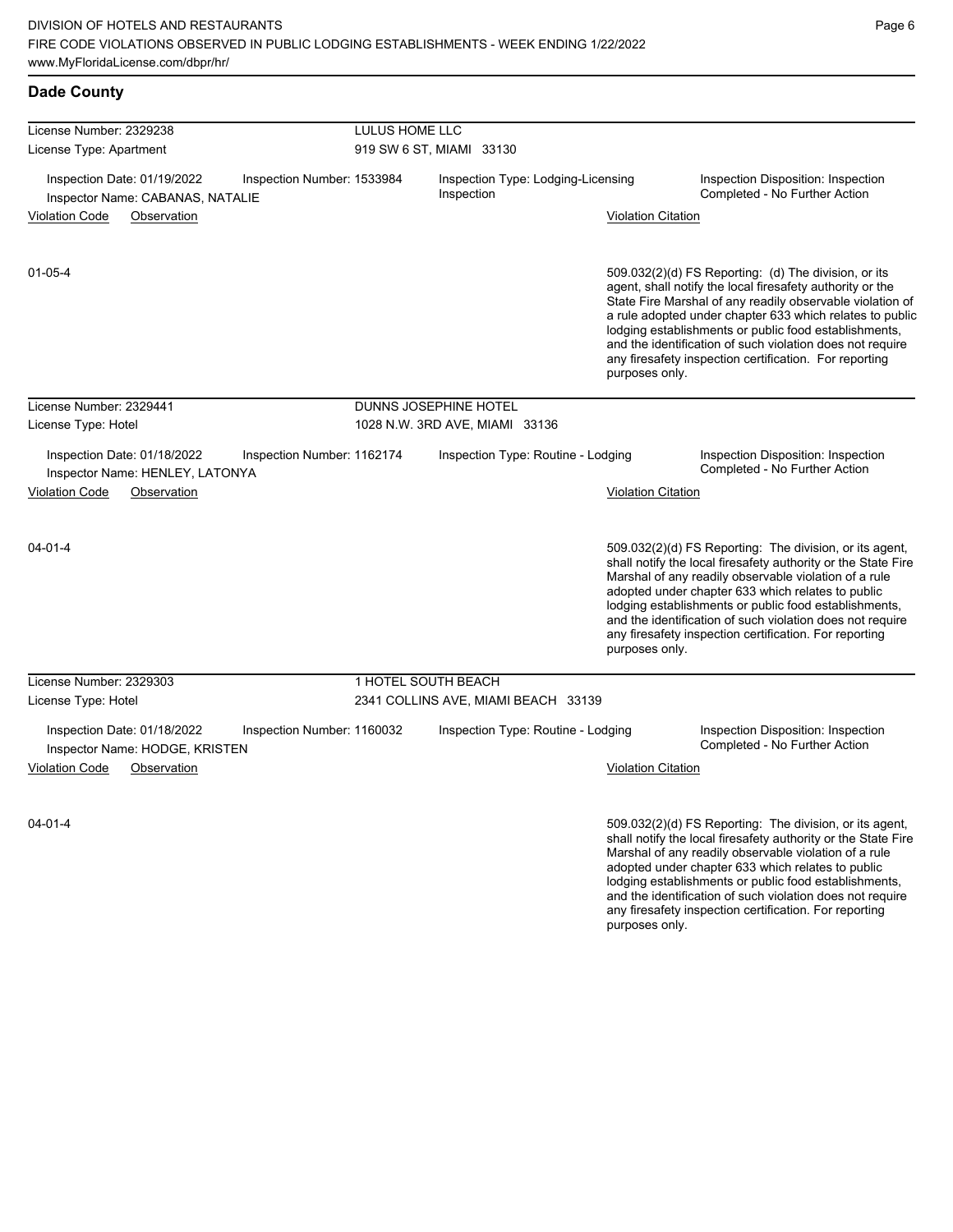## Dade County

**License Number: 2329238** — LULUS HOME LLC
License Type: Apartment — 919 SW 6 ST, MIAMI 33130

Inspection Date: 01/19/2022
Inspector Name: CABANAS, NATALIE
Inspection Number: 1533984
Inspection Type: Lodging-Licensing Inspection
Inspection Disposition: Inspection Completed - No Further Action

| Violation Code | Observation | Violation Citation |
|---|---|---|
| 01-05-4 | | 509.032(2)(d) FS Reporting: (d) The division, or its agent, shall notify the local firesafety authority or the State Fire Marshal of any readily observable violation of a rule adopted under chapter 633 which relates to public lodging establishments or public food establishments, and the identification of such violation does not require any firesafety inspection certification. For reporting purposes only. |

**License Number: 2329441** — DUNNS JOSEPHINE HOTEL
License Type: Hotel — 1028 N.W. 3RD AVE, MIAMI 33136

Inspection Date: 01/18/2022
Inspector Name: HENLEY, LATONYA
Inspection Number: 1162174
Inspection Type: Routine - Lodging
Inspection Disposition: Inspection Completed - No Further Action

| Violation Code | Observation | Violation Citation |
|---|---|---|
| 04-01-4 | | 509.032(2)(d) FS Reporting: The division, or its agent, shall notify the local firesafety authority or the State Fire Marshal of any readily observable violation of a rule adopted under chapter 633 which relates to public lodging establishments or public food establishments, and the identification of such violation does not require any firesafety inspection certification. For reporting purposes only. |

**License Number: 2329303** — 1 HOTEL SOUTH BEACH
License Type: Hotel — 2341 COLLINS AVE, MIAMI BEACH 33139

Inspection Date: 01/18/2022
Inspector Name: HODGE, KRISTEN
Inspection Number: 1160032
Inspection Type: Routine - Lodging
Inspection Disposition: Inspection Completed - No Further Action

| Violation Code | Observation | Violation Citation |
|---|---|---|
| 04-01-4 | | 509.032(2)(d) FS Reporting: The division, or its agent, shall notify the local firesafety authority or the State Fire Marshal of any readily observable violation of a rule adopted under chapter 633 which relates to public lodging establishments or public food establishments, and the identification of such violation does not require any firesafety inspection certification. For reporting purposes only. |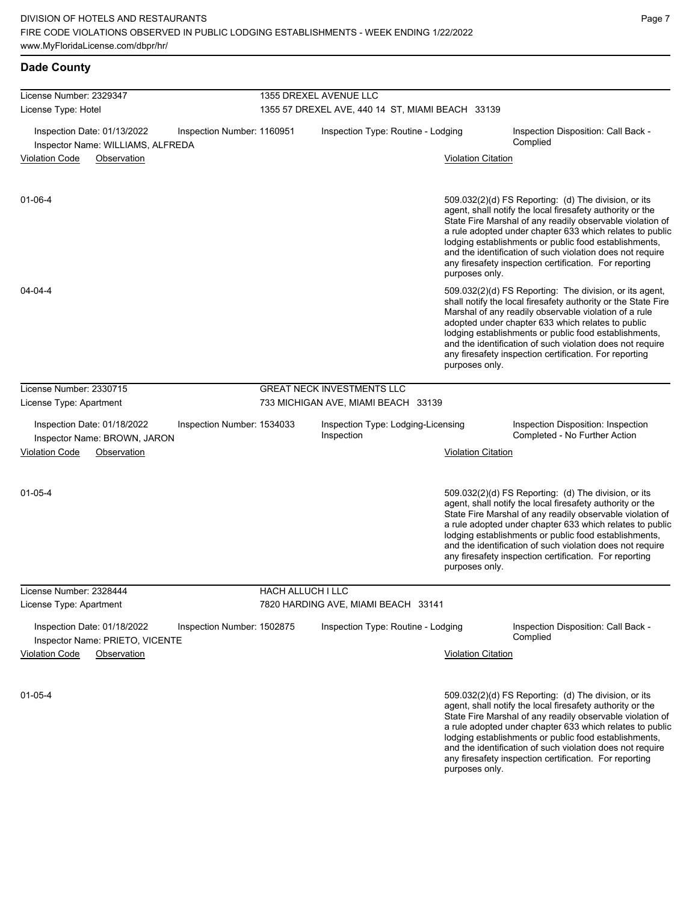## Dade County

**License Number:** 2329347 — **1355 DREXEL AVENUE LLC**
**License Type:** Hotel — 1355 57 DREXEL AVE, 440 14 ST, MIAMI BEACH 33139

Inspection Date: 01/13/2022 | Inspection Number: 1160951 | Inspection Type: Routine - Lodging | Inspection Disposition: Call Back - Complied
Inspector Name: WILLIAMS, ALFREDA

| Violation Code | Observation | Violation Citation |
|---|---|---|
| 01-06-4 | | 509.032(2)(d) FS Reporting: (d) The division, or its agent, shall notify the local firesafety authority or the State Fire Marshal of any readily observable violation of a rule adopted under chapter 633 which relates to public lodging establishments or public food establishments, and the identification of such violation does not require any firesafety inspection certification. For reporting purposes only. |
| 04-04-4 | | 509.032(2)(d) FS Reporting: The division, or its agent, shall notify the local firesafety authority or the State Fire Marshal of any readily observable violation of a rule adopted under chapter 633 which relates to public lodging establishments or public food establishments, and the identification of such violation does not require any firesafety inspection certification. For reporting purposes only. |

**License Number:** 2330715 — **GREAT NECK INVESTMENTS LLC**
**License Type:** Apartment — 733 MICHIGAN AVE, MIAMI BEACH 33139

Inspection Date: 01/18/2022 | Inspection Number: 1534033 | Inspection Type: Lodging-Licensing Inspection | Inspection Disposition: Inspection Completed - No Further Action
Inspector Name: BROWN, JARON

| Violation Code | Observation | Violation Citation |
|---|---|---|
| 01-05-4 | | 509.032(2)(d) FS Reporting: (d) The division, or its agent, shall notify the local firesafety authority or the State Fire Marshal of any readily observable violation of a rule adopted under chapter 633 which relates to public lodging establishments or public food establishments, and the identification of such violation does not require any firesafety inspection certification. For reporting purposes only. |

**License Number:** 2328444 — **HACH ALLUCH I LLC**
**License Type:** Apartment — 7820 HARDING AVE, MIAMI BEACH 33141

Inspection Date: 01/18/2022 | Inspection Number: 1502875 | Inspection Type: Routine - Lodging | Inspection Disposition: Call Back - Complied
Inspector Name: PRIETO, VICENTE

| Violation Code | Observation | Violation Citation |
|---|---|---|
| 01-05-4 | | 509.032(2)(d) FS Reporting: (d) The division, or its agent, shall notify the local firesafety authority or the State Fire Marshal of any readily observable violation of a rule adopted under chapter 633 which relates to public lodging establishments or public food establishments, and the identification of such violation does not require any firesafety inspection certification. For reporting purposes only. |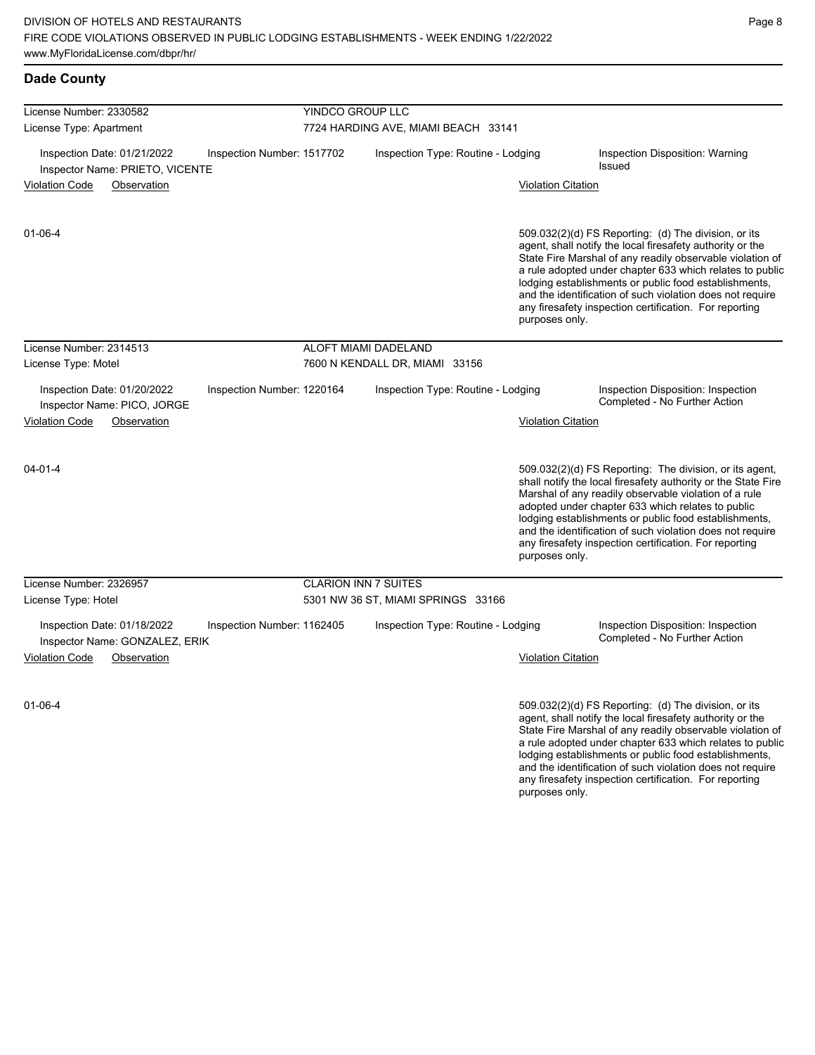## Dade County

**License Number:** 2330582 — **YINDCO GROUP LLC**
**License Type:** Apartment — 7724 HARDING AVE, MIAMI BEACH 33141

| Inspection Date: 01/21/2022 | Inspection Number: 1517702 | Inspection Type: Routine - Lodging | Inspection Disposition: Warning Issued |
|---|---|---|---|

Inspector Name: PRIETO, VICENTE

| Violation Code | Observation | Violation Citation |
|---|---|---|
| 01-06-4 | | 509.032(2)(d) FS Reporting: (d) The division, or its agent, shall notify the local firesafety authority or the State Fire Marshal of any readily observable violation of a rule adopted under chapter 633 which relates to public lodging establishments or public food establishments, and the identification of such violation does not require any firesafety inspection certification. For reporting purposes only. |

**License Number:** 2314513 — **ALOFT MIAMI DADELAND**
**License Type:** Motel — 7600 N KENDALL DR, MIAMI 33156

| Inspection Date: 01/20/2022 | Inspection Number: 1220164 | Inspection Type: Routine - Lodging | Inspection Disposition: Inspection Completed - No Further Action |
|---|---|---|---|

Inspector Name: PICO, JORGE

| Violation Code | Observation | Violation Citation |
|---|---|---|
| 04-01-4 | | 509.032(2)(d) FS Reporting: The division, or its agent, shall notify the local firesafety authority or the State Fire Marshal of any readily observable violation of a rule adopted under chapter 633 which relates to public lodging establishments or public food establishments, and the identification of such violation does not require any firesafety inspection certification. For reporting purposes only. |

**License Number:** 2326957 — **CLARION INN 7 SUITES**
**License Type:** Hotel — 5301 NW 36 ST, MIAMI SPRINGS 33166

| Inspection Date: 01/18/2022 | Inspection Number: 1162405 | Inspection Type: Routine - Lodging | Inspection Disposition: Inspection Completed - No Further Action |
|---|---|---|---|

Inspector Name: GONZALEZ, ERIK

| Violation Code | Observation | Violation Citation |
|---|---|---|
| 01-06-4 | | 509.032(2)(d) FS Reporting: (d) The division, or its agent, shall notify the local firesafety authority or the State Fire Marshal of any readily observable violation of a rule adopted under chapter 633 which relates to public lodging establishments or public food establishments, and the identification of such violation does not require any firesafety inspection certification. For reporting purposes only. |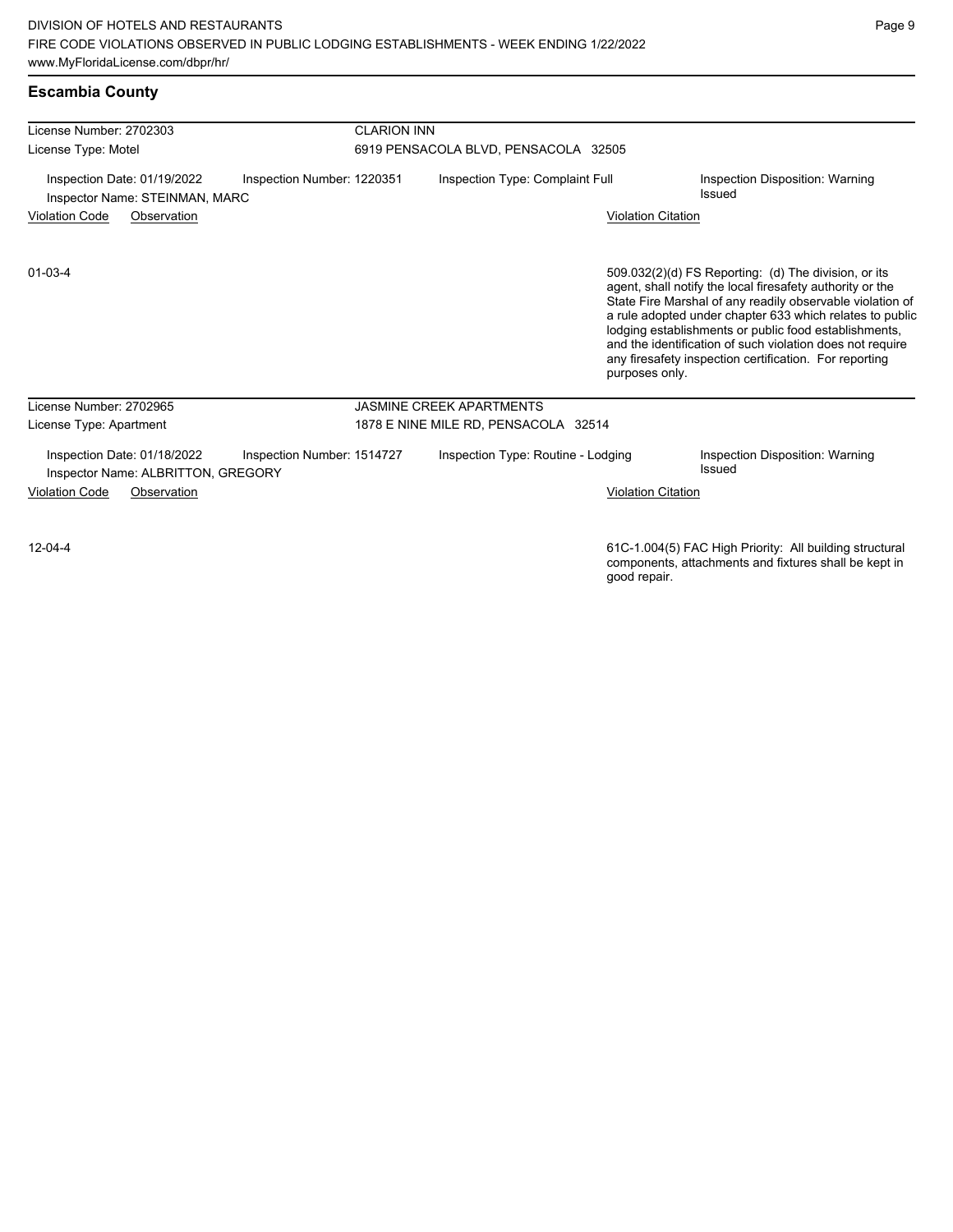## Escambia County

| License Number: 2702303 | CLARION INN | | |
|---|---|---|---|
| License Type: Motel | 6919 PENSACOLA BLVD, PENSACOLA 32505 | | |
| Inspection Date: 01/19/2022 | Inspection Number: 1220351 | Inspection Type: Complaint Full | Inspection Disposition: Warning Issued |
| Inspector Name: STEINMAN, MARC | | | |

| Violation Code | Observation | Violation Citation |
|---|---|---|
| 01-03-4 | | 509.032(2)(d) FS Reporting: (d) The division, or its agent, shall notify the local firesafety authority or the State Fire Marshal of any readily observable violation of a rule adopted under chapter 633 which relates to public lodging establishments or public food establishments, and the identification of such violation does not require any firesafety inspection certification. For reporting purposes only. |

| License Number: 2702965 | JASMINE CREEK APARTMENTS | | |
|---|---|---|---|
| License Type: Apartment | 1878 E NINE MILE RD, PENSACOLA 32514 | | |
| Inspection Date: 01/18/2022 | Inspection Number: 1514727 | Inspection Type: Routine - Lodging | Inspection Disposition: Warning Issued |
| Inspector Name: ALBRITTON, GREGORY | | | |

| Violation Code | Observation | Violation Citation |
|---|---|---|
| 12-04-4 | | 61C-1.004(5) FAC High Priority: All building structural components, attachments and fixtures shall be kept in good repair. |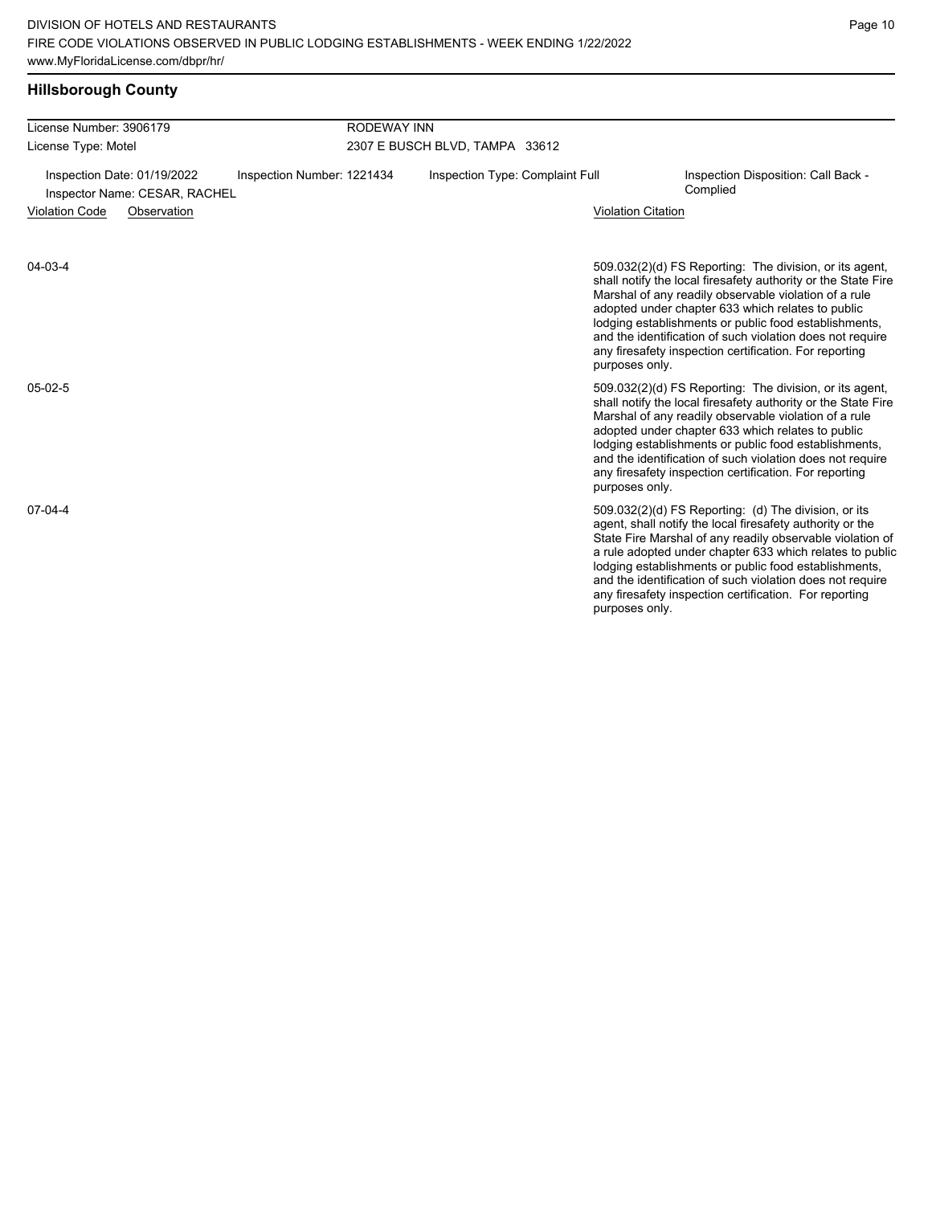## Hillsborough County

| License Number: 3906179 | RODEWAY INN |
| --- | --- |
| License Type: Motel | 2307 E BUSCH BLVD, TAMPA 33612 |

| Inspection Date: 01/19/2022 | Inspection Number: 1221434 | Inspection Type: Complaint Full | Inspection Disposition: Call Back - Complied |
| --- | --- | --- | --- |
| Inspector Name: CESAR, RACHEL | | | |

| Violation Code | Observation | Violation Citation |
| --- | --- | --- |
| 04-03-4 | | 509.032(2)(d) FS Reporting: The division, or its agent, shall notify the local firesafety authority or the State Fire Marshal of any readily observable violation of a rule adopted under chapter 633 which relates to public lodging establishments or public food establishments, and the identification of such violation does not require any firesafety inspection certification. For reporting purposes only. |
| 05-02-5 | | 509.032(2)(d) FS Reporting: The division, or its agent, shall notify the local firesafety authority or the State Fire Marshal of any readily observable violation of a rule adopted under chapter 633 which relates to public lodging establishments or public food establishments, and the identification of such violation does not require any firesafety inspection certification. For reporting purposes only. |
| 07-04-4 | | 509.032(2)(d) FS Reporting: (d) The division, or its agent, shall notify the local firesafety authority or the State Fire Marshal of any readily observable violation of a rule adopted under chapter 633 which relates to public lodging establishments or public food establishments, and the identification of such violation does not require any firesafety inspection certification. For reporting purposes only. |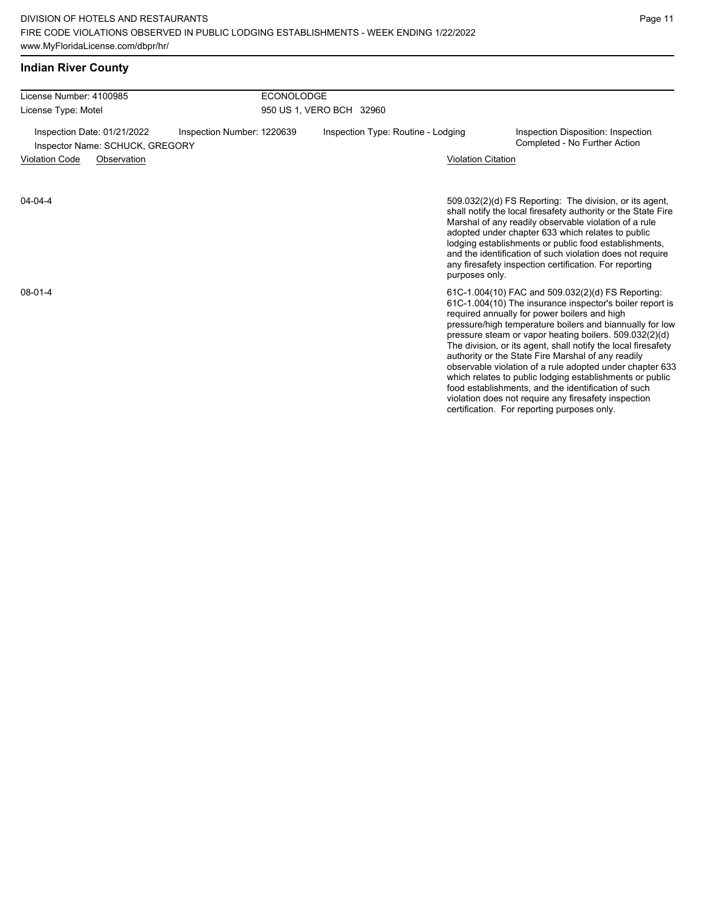## Indian River County

License Number: 4100985 — ECONOLODGE

License Type: Motel — 950 US 1, VERO BCH 32960

Inspection Date: 01/21/2022 | Inspection Number: 1220639 | Inspection Type: Routine - Lodging | Inspection Disposition: Inspection Completed - No Further Action

Inspector Name: SCHUCK, GREGORY

| Violation Code | Observation | Violation Citation |
| --- | --- | --- |
| 04-04-4 | | 509.032(2)(d) FS Reporting: The division, or its agent, shall notify the local firesafety authority or the State Fire Marshal of any readily observable violation of a rule adopted under chapter 633 which relates to public lodging establishments or public food establishments, and the identification of such violation does not require any firesafety inspection certification. For reporting purposes only. |
| 08-01-4 | | 61C-1.004(10) FAC and 509.032(2)(d) FS Reporting: 61C-1.004(10) The insurance inspector's boiler report is required annually for power boilers and high pressure/high temperature boilers and biannually for low pressure steam or vapor heating boilers. 509.032(2)(d) The division, or its agent, shall notify the local firesafety authority or the State Fire Marshal of any readily observable violation of a rule adopted under chapter 633 which relates to public lodging establishments or public food establishments, and the identification of such violation does not require any firesafety inspection certification. For reporting purposes only. |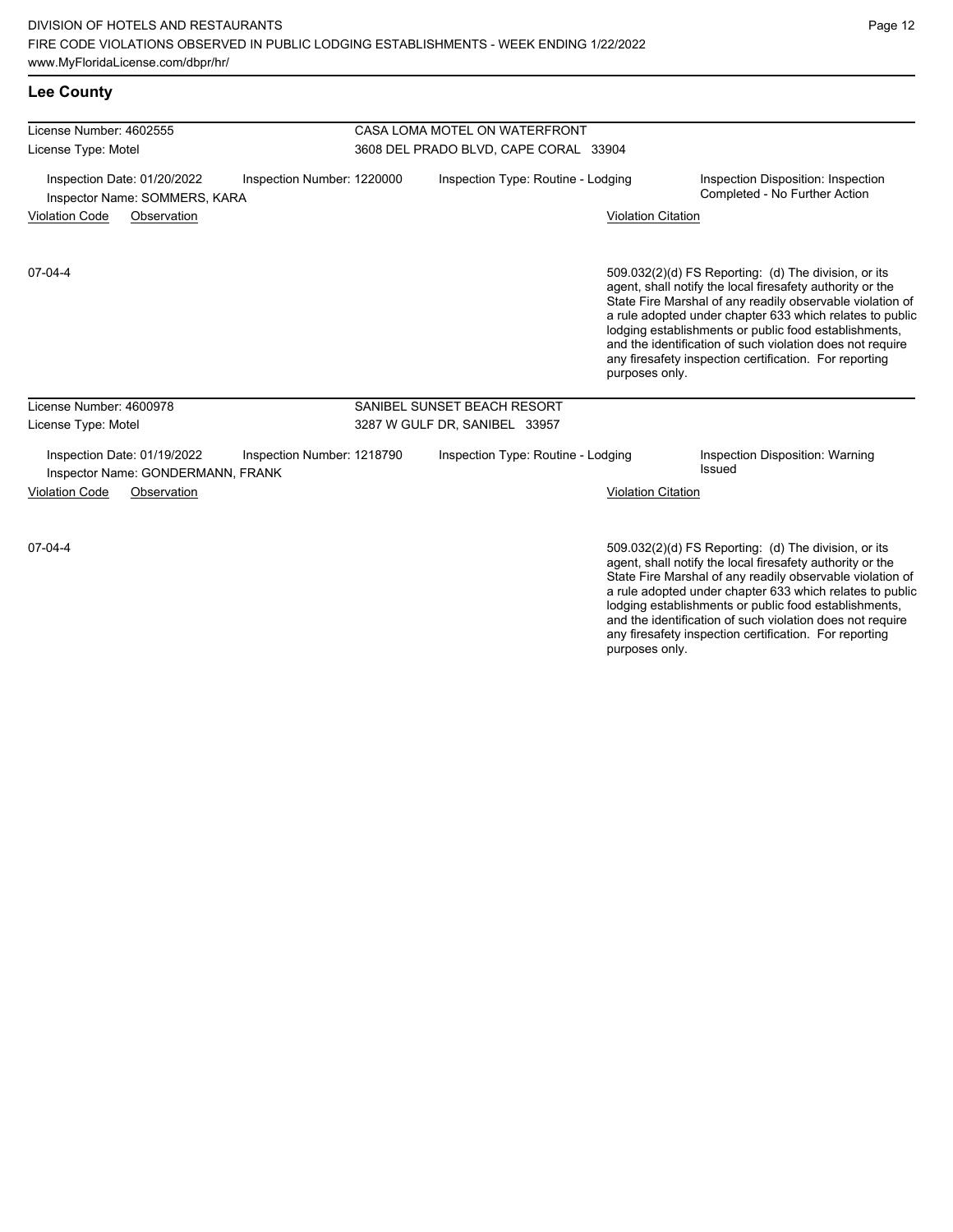## Lee County

| License Number: 4602555 | CASA LOMA MOTEL ON WATERFRONT |
|---|---|
| License Type: Motel | 3608 DEL PRADO BLVD, CAPE CORAL 33904 |

Inspection Date: 01/20/2022
Inspector Name: SOMMERS, KARA
Inspection Number: 1220000
Inspection Type: Routine - Lodging
Inspection Disposition: Inspection Completed - No Further Action

| Violation Code | Observation | Violation Citation |
|---|---|---|
| 07-04-4 | | 509.032(2)(d) FS Reporting: (d) The division, or its agent, shall notify the local firesafety authority or the State Fire Marshal of any readily observable violation of a rule adopted under chapter 633 which relates to public lodging establishments or public food establishments, and the identification of such violation does not require any firesafety inspection certification. For reporting purposes only. |

| License Number: 4600978 | SANIBEL SUNSET BEACH RESORT |
|---|---|
| License Type: Motel | 3287 W GULF DR, SANIBEL 33957 |

Inspection Date: 01/19/2022
Inspector Name: GONDERMANN, FRANK
Inspection Number: 1218790
Inspection Type: Routine - Lodging
Inspection Disposition: Warning Issued

| Violation Code | Observation | Violation Citation |
|---|---|---|
| 07-04-4 | | 509.032(2)(d) FS Reporting: (d) The division, or its agent, shall notify the local firesafety authority or the State Fire Marshal of any readily observable violation of a rule adopted under chapter 633 which relates to public lodging establishments or public food establishments, and the identification of such violation does not require any firesafety inspection certification. For reporting purposes only. |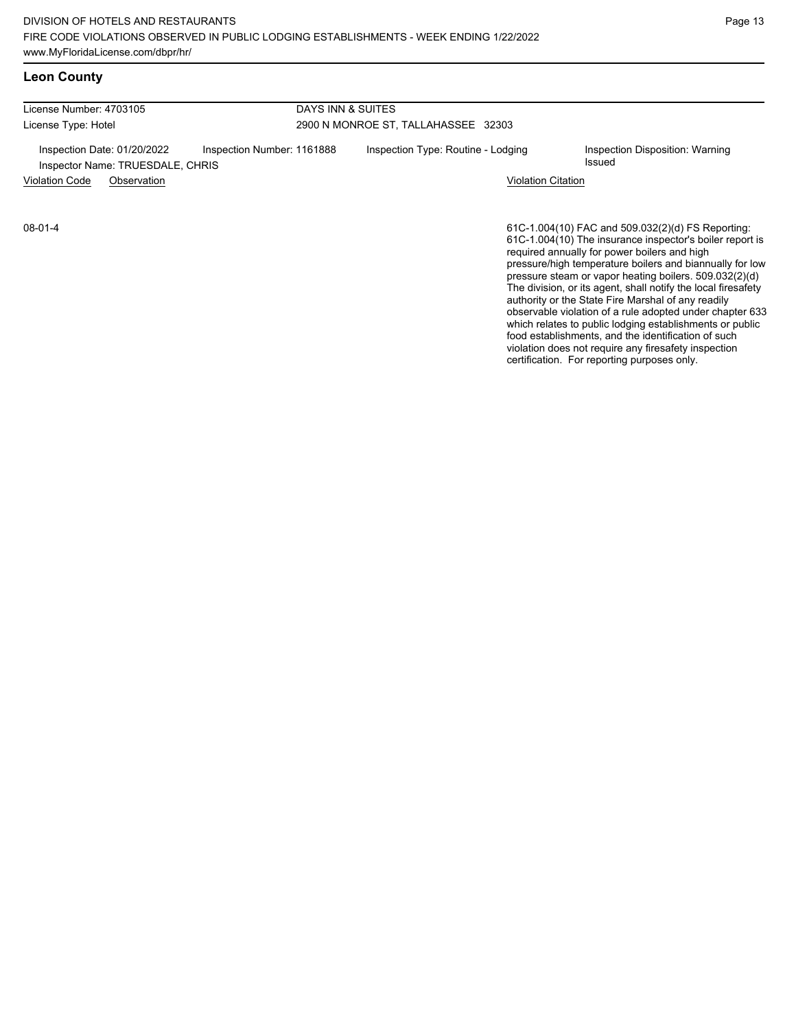## Leon County

License Number: 4703105
License Type: Hotel

DAYS INN & SUITES
2900 N MONROE ST, TALLAHASSEE 32303

Inspection Date: 01/20/2022 | Inspection Number: 1161888 | Inspection Type: Routine - Lodging | Inspection Disposition: Warning Issued

Inspector Name: TRUESDALE, CHRIS

| Violation Code | Observation | Violation Citation |
| --- | --- | --- |
| 08-01-4 | | 61C-1.004(10) FAC and 509.032(2)(d) FS Reporting: 61C-1.004(10) The insurance inspector's boiler report is required annually for power boilers and high pressure/high temperature boilers and biannually for low pressure steam or vapor heating boilers. 509.032(2)(d) The division, or its agent, shall notify the local firesafety authority or the State Fire Marshal of any readily observable violation of a rule adopted under chapter 633 which relates to public lodging establishments or public food establishments, and the identification of such violation does not require any firesafety inspection certification. For reporting purposes only. |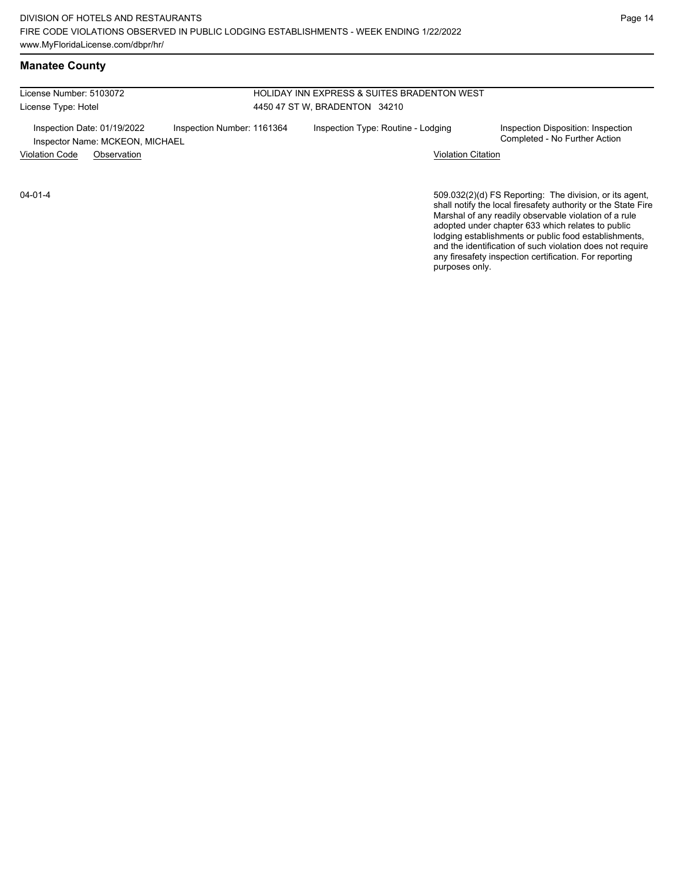## Manatee County

License Number: 5103072
License Type: Hotel

HOLIDAY INN EXPRESS & SUITES BRADENTON WEST
4450 47 ST W, BRADENTON 34210

Inspection Date: 01/19/2022
Inspector Name: MCKEON, MICHAEL

Inspection Number: 1161364

Inspection Type: Routine - Lodging

Inspection Disposition: Inspection Completed - No Further Action

| Violation Code | Observation | Violation Citation |
|---|---|---|
| 04-01-4 | | 509.032(2)(d) FS Reporting: The division, or its agent, shall notify the local firesafety authority or the State Fire Marshal of any readily observable violation of a rule adopted under chapter 633 which relates to public lodging establishments or public food establishments, and the identification of such violation does not require any firesafety inspection certification. For reporting purposes only. |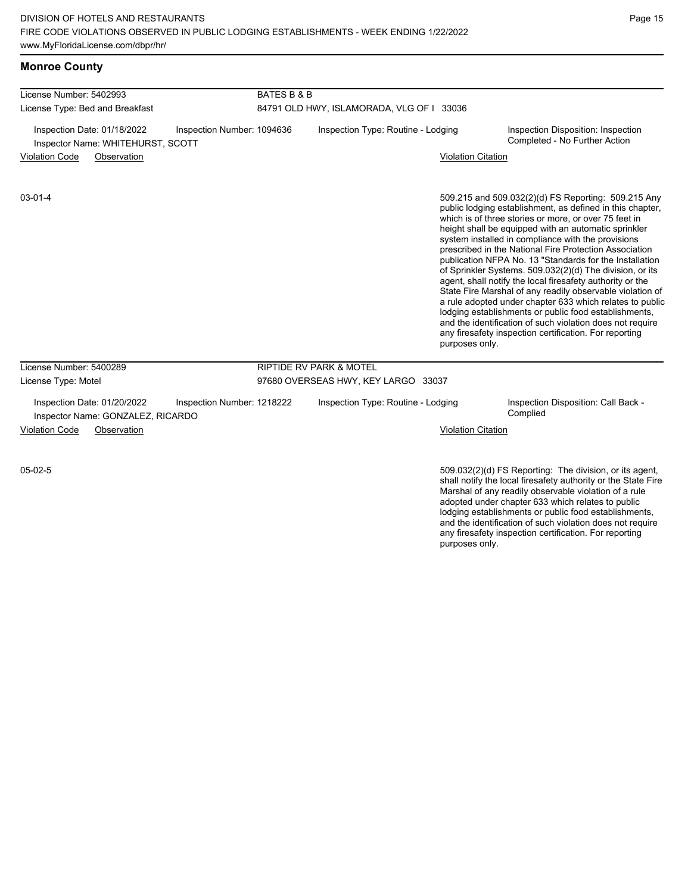## Monroe County

License Number: 5402993
License Type: Bed and Breakfast

BATES B & B
84791 OLD HWY, ISLAMORADA, VLG OF I 33036

Inspection Date: 01/18/2022
Inspector Name: WHITEHURST, SCOTT
Inspection Number: 1094636
Inspection Type: Routine - Lodging
Inspection Disposition: Inspection Completed - No Further Action

| Violation Code | Observation | Violation Citation |
| --- | --- | --- |
| 03-01-4 | | 509.215 and 509.032(2)(d) FS Reporting: 509.215 Any public lodging establishment, as defined in this chapter, which is of three stories or more, or over 75 feet in height shall be equipped with an automatic sprinkler system installed in compliance with the provisions prescribed in the National Fire Protection Association publication NFPA No. 13 "Standards for the Installation of Sprinkler Systems. 509.032(2)(d) The division, or its agent, shall notify the local firesafety authority or the State Fire Marshal of any readily observable violation of a rule adopted under chapter 633 which relates to public lodging establishments or public food establishments, and the identification of such violation does not require any firesafety inspection certification. For reporting purposes only. |

License Number: 5400289
License Type: Motel

RIPTIDE RV PARK & MOTEL
97680 OVERSEAS HWY, KEY LARGO 33037

Inspection Date: 01/20/2022
Inspector Name: GONZALEZ, RICARDO
Inspection Number: 1218222
Inspection Type: Routine - Lodging
Inspection Disposition: Call Back - Complied

| Violation Code | Observation | Violation Citation |
| --- | --- | --- |
| 05-02-5 | | 509.032(2)(d) FS Reporting: The division, or its agent, shall notify the local firesafety authority or the State Fire Marshal of any readily observable violation of a rule adopted under chapter 633 which relates to public lodging establishments or public food establishments, and the identification of such violation does not require any firesafety inspection certification. For reporting purposes only. |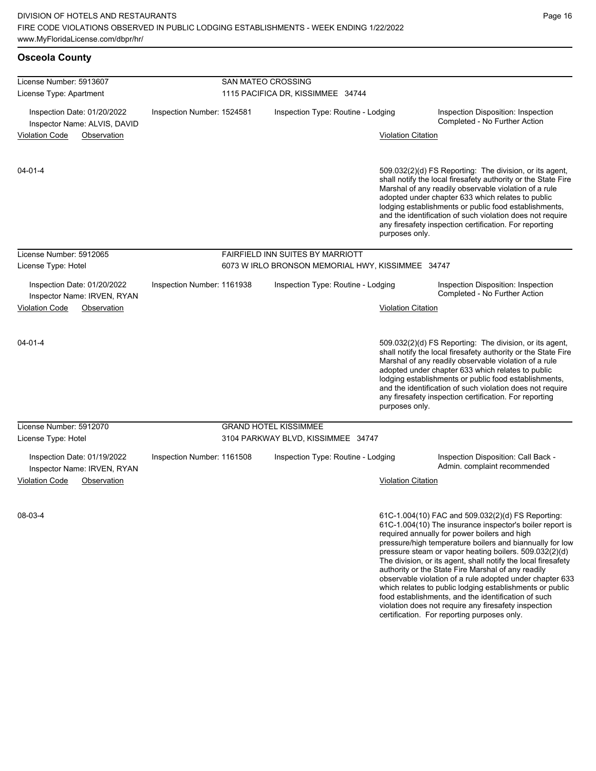## Osceola County

**License Number:** 5913607 — **SAN MATEO CROSSING**
**License Type:** Apartment — 1115 PACIFICA DR, KISSIMMEE 34744

Inspection Date: 01/20/2022
Inspector Name: ALVIS, DAVID
Inspection Number: 1524581
Inspection Type: Routine - Lodging
Inspection Disposition: Inspection Completed - No Further Action

| Violation Code | Observation | Violation Citation |
|---|---|---|
| 04-01-4 | | 509.032(2)(d) FS Reporting: The division, or its agent, shall notify the local firesafety authority or the State Fire Marshal of any readily observable violation of a rule adopted under chapter 633 which relates to public lodging establishments or public food establishments, and the identification of such violation does not require any firesafety inspection certification. For reporting purposes only. |

**License Number:** 5912065 — **FAIRFIELD INN SUITES BY MARRIOTT**
**License Type:** Hotel — 6073 W IRLO BRONSON MEMORIAL HWY, KISSIMMEE 34747

Inspection Date: 01/20/2022
Inspector Name: IRVEN, RYAN
Inspection Number: 1161938
Inspection Type: Routine - Lodging
Inspection Disposition: Inspection Completed - No Further Action

| Violation Code | Observation | Violation Citation |
|---|---|---|
| 04-01-4 | | 509.032(2)(d) FS Reporting: The division, or its agent, shall notify the local firesafety authority or the State Fire Marshal of any readily observable violation of a rule adopted under chapter 633 which relates to public lodging establishments or public food establishments, and the identification of such violation does not require any firesafety inspection certification. For reporting purposes only. |

**License Number:** 5912070 — **GRAND HOTEL KISSIMMEE**
**License Type:** Hotel — 3104 PARKWAY BLVD, KISSIMMEE 34747

Inspection Date: 01/19/2022
Inspector Name: IRVEN, RYAN
Inspection Number: 1161508
Inspection Type: Routine - Lodging
Inspection Disposition: Call Back - Admin. complaint recommended

| Violation Code | Observation | Violation Citation |
|---|---|---|
| 08-03-4 | | 61C-1.004(10) FAC and 509.032(2)(d) FS Reporting: 61C-1.004(10) The insurance inspector's boiler report is required annually for power boilers and high pressure/high temperature boilers and biannually for low pressure steam or vapor heating boilers. 509.032(2)(d) The division, or its agent, shall notify the local firesafety authority or the State Fire Marshal of any readily observable violation of a rule adopted under chapter 633 which relates to public lodging establishments or public food establishments, and the identification of such violation does not require any firesafety inspection certification. For reporting purposes only. |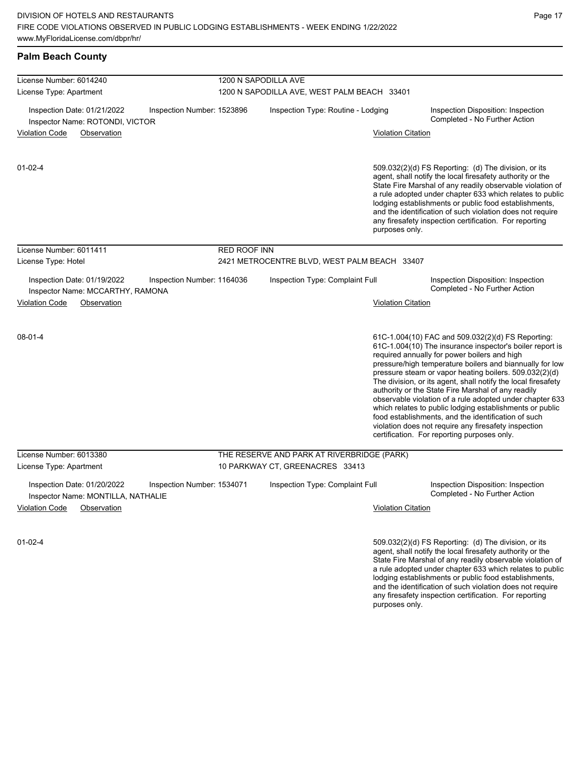## Palm Beach County

**License Number: 6014240** — 1200 N SAPODILLA AVE
**License Type: Apartment** — 1200 N SAPODILLA AVE, WEST PALM BEACH 33401

Inspection Date: 01/21/2022 | Inspection Number: 1523896 | Inspection Type: Routine - Lodging | Inspection Disposition: Inspection Completed - No Further Action
Inspector Name: ROTONDI, VICTOR

| Violation Code | Observation | Violation Citation |
| --- | --- | --- |
| 01-02-4 | | 509.032(2)(d) FS Reporting: (d) The division, or its agent, shall notify the local firesafety authority or the State Fire Marshal of any readily observable violation of a rule adopted under chapter 633 which relates to public lodging establishments or public food establishments, and the identification of such violation does not require any firesafety inspection certification. For reporting purposes only. |

**License Number: 6011411** — RED ROOF INN
**License Type: Hotel** — 2421 METROCENTRE BLVD, WEST PALM BEACH 33407

Inspection Date: 01/19/2022 | Inspection Number: 1164036 | Inspection Type: Complaint Full | Inspection Disposition: Inspection Completed - No Further Action
Inspector Name: MCCARTHY, RAMONA

| Violation Code | Observation | Violation Citation |
| --- | --- | --- |
| 08-01-4 | | 61C-1.004(10) FAC and 509.032(2)(d) FS Reporting: 61C-1.004(10) The insurance inspector's boiler report is required annually for power boilers and high pressure/high temperature boilers and biannually for low pressure steam or vapor heating boilers. 509.032(2)(d) The division, or its agent, shall notify the local firesafety authority or the State Fire Marshal of any readily observable violation of a rule adopted under chapter 633 which relates to public lodging establishments or public food establishments, and the identification of such violation does not require any firesafety inspection certification. For reporting purposes only. |

**License Number: 6013380** — THE RESERVE AND PARK AT RIVERBRIDGE (PARK)
**License Type: Apartment** — 10 PARKWAY CT, GREENACRES 33413

Inspection Date: 01/20/2022 | Inspection Number: 1534071 | Inspection Type: Complaint Full | Inspection Disposition: Inspection Completed - No Further Action
Inspector Name: MONTILLA, NATHALIE

| Violation Code | Observation | Violation Citation |
| --- | --- | --- |
| 01-02-4 | | 509.032(2)(d) FS Reporting: (d) The division, or its agent, shall notify the local firesafety authority or the State Fire Marshal of any readily observable violation of a rule adopted under chapter 633 which relates to public lodging establishments or public food establishments, and the identification of such violation does not require any firesafety inspection certification. For reporting purposes only. |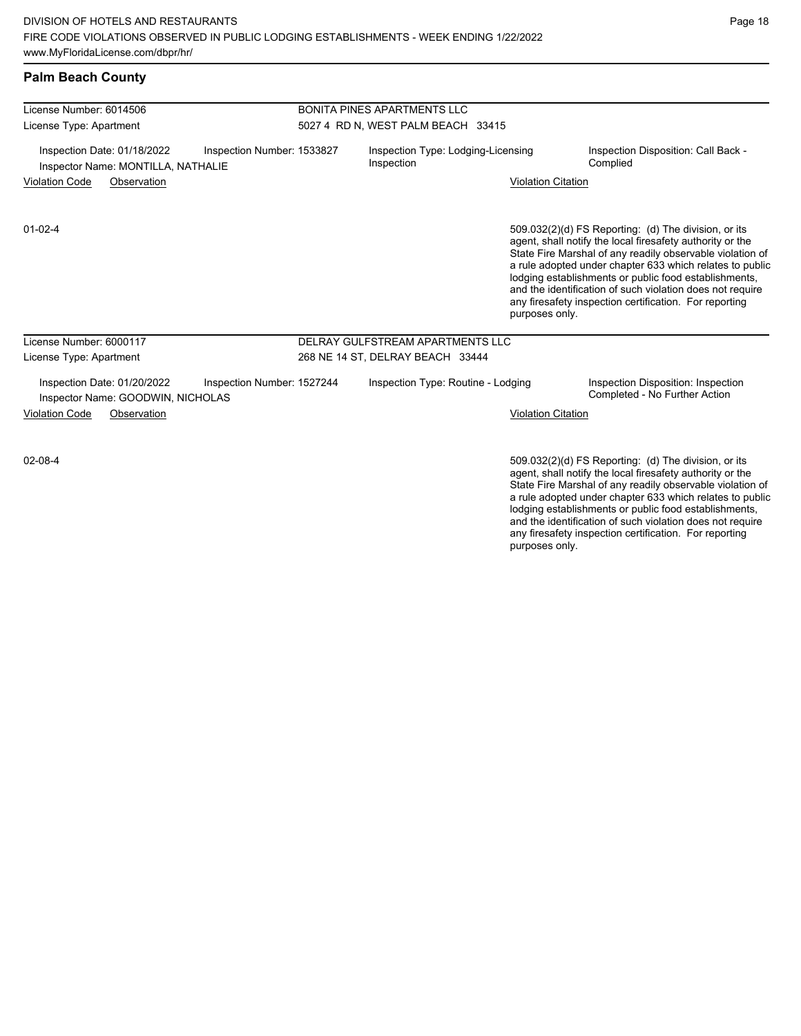## Palm Beach County

| License Number: 6014506 | BONITA PINES APARTMENTS LLC |
|---|---|
| License Type: Apartment | 5027 4 RD N, WEST PALM BEACH 33415 |

Inspection Date: 01/18/2022 | Inspection Number: 1533827 | Inspection Type: Lodging-Licensing Inspection | Inspection Disposition: Call Back - Complied

Inspector Name: MONTILLA, NATHALIE

| Violation Code | Observation | Violation Citation |
|---|---|---|
| 01-02-4 | | 509.032(2)(d) FS Reporting: (d) The division, or its agent, shall notify the local firesafety authority or the State Fire Marshal of any readily observable violation of a rule adopted under chapter 633 which relates to public lodging establishments or public food establishments, and the identification of such violation does not require any firesafety inspection certification. For reporting purposes only. |

| License Number: 6000117 | DELRAY GULFSTREAM APARTMENTS LLC |
|---|---|
| License Type: Apartment | 268 NE 14 ST, DELRAY BEACH 33444 |

Inspection Date: 01/20/2022 | Inspection Number: 1527244 | Inspection Type: Routine - Lodging | Inspection Disposition: Inspection Completed - No Further Action

Inspector Name: GOODWIN, NICHOLAS

| Violation Code | Observation | Violation Citation |
|---|---|---|
| 02-08-4 | | 509.032(2)(d) FS Reporting: (d) The division, or its agent, shall notify the local firesafety authority or the State Fire Marshal of any readily observable violation of a rule adopted under chapter 633 which relates to public lodging establishments or public food establishments, and the identification of such violation does not require any firesafety inspection certification. For reporting purposes only. |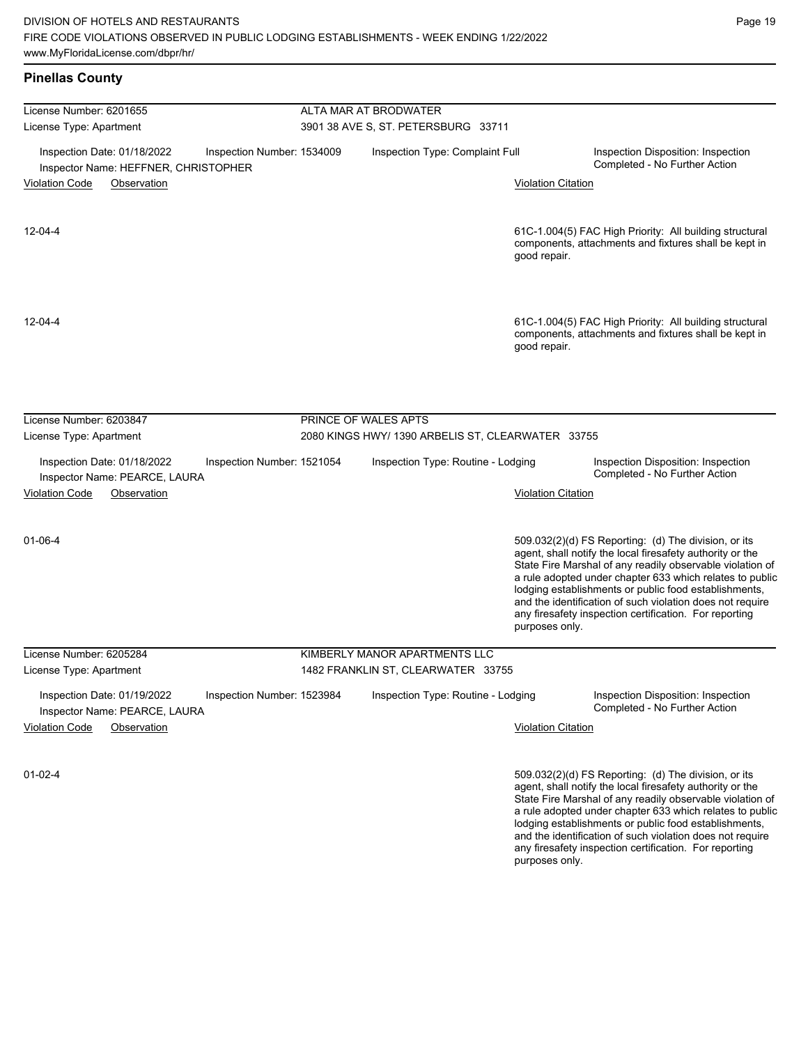## Pinellas County

**License Number:** 6201655 — ALTA MAR AT BRODWATER
**License Type:** Apartment — 3901 38 AVE S, ST. PETERSBURG 33711

Inspection Date: 01/18/2022 | Inspection Number: 1534009 | Inspection Type: Complaint Full | Inspection Disposition: Inspection Completed - No Further Action
Inspector Name: HEFFNER, CHRISTOPHER

| Violation Code | Observation | Violation Citation |
|---|---|---|
| 12-04-4 | | 61C-1.004(5) FAC High Priority: All building structural components, attachments and fixtures shall be kept in good repair. |
| 12-04-4 | | 61C-1.004(5) FAC High Priority: All building structural components, attachments and fixtures shall be kept in good repair. |

**License Number:** 6203847 — PRINCE OF WALES APTS
**License Type:** Apartment — 2080 KINGS HWY/ 1390 ARBELIS ST, CLEARWATER 33755

Inspection Date: 01/18/2022 | Inspection Number: 1521054 | Inspection Type: Routine - Lodging | Inspection Disposition: Inspection Completed - No Further Action
Inspector Name: PEARCE, LAURA

| Violation Code | Observation | Violation Citation |
|---|---|---|
| 01-06-4 | | 509.032(2)(d) FS Reporting: (d) The division, or its agent, shall notify the local firesafety authority or the State Fire Marshal of any readily observable violation of a rule adopted under chapter 633 which relates to public lodging establishments or public food establishments, and the identification of such violation does not require any firesafety inspection certification. For reporting purposes only. |

**License Number:** 6205284 — KIMBERLY MANOR APARTMENTS LLC
**License Type:** Apartment — 1482 FRANKLIN ST, CLEARWATER 33755

Inspection Date: 01/19/2022 | Inspection Number: 1523984 | Inspection Type: Routine - Lodging | Inspection Disposition: Inspection Completed - No Further Action
Inspector Name: PEARCE, LAURA

| Violation Code | Observation | Violation Citation |
|---|---|---|
| 01-02-4 | | 509.032(2)(d) FS Reporting: (d) The division, or its agent, shall notify the local firesafety authority or the State Fire Marshal of any readily observable violation of a rule adopted under chapter 633 which relates to public lodging establishments or public food establishments, and the identification of such violation does not require any firesafety inspection certification. For reporting purposes only. |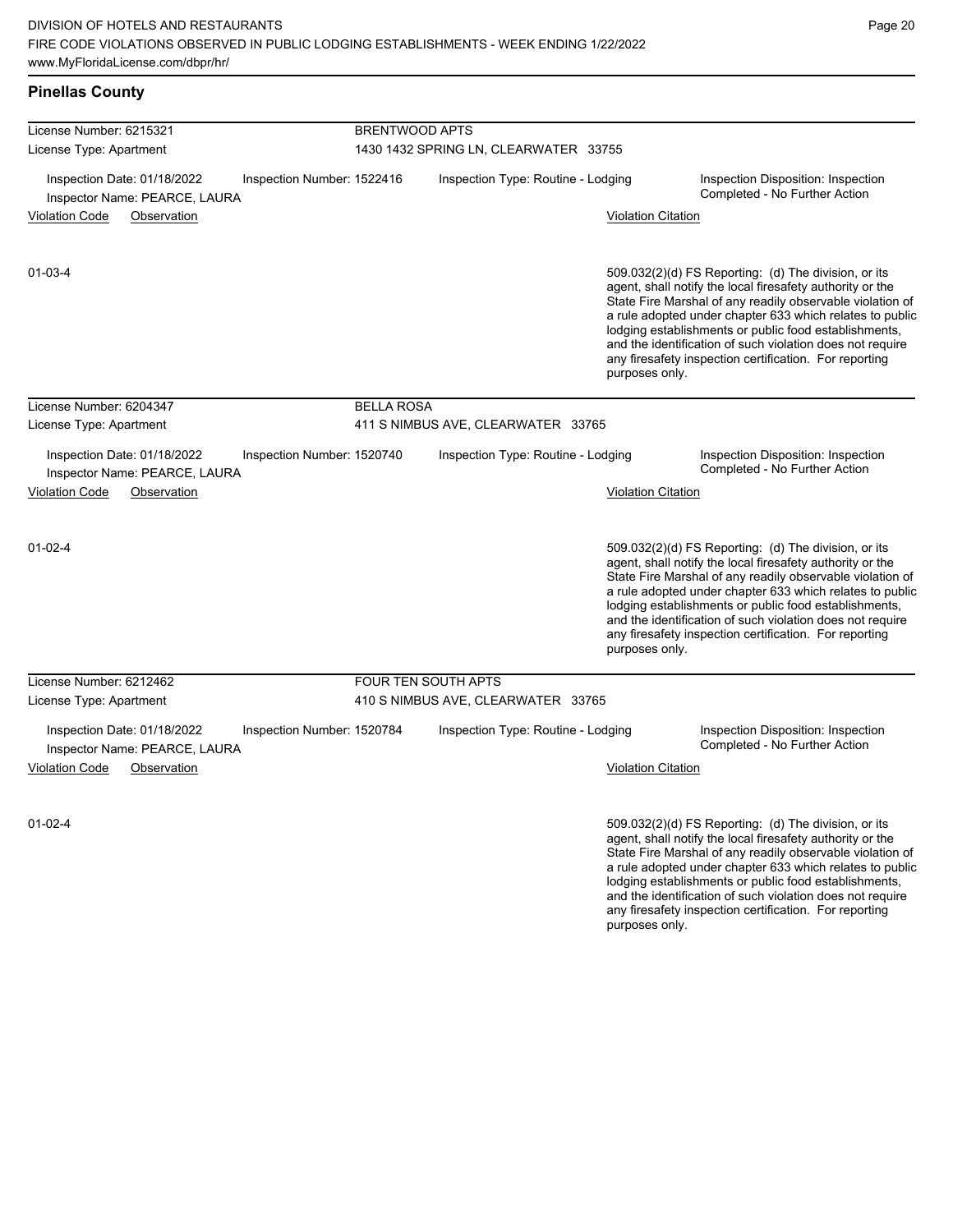## Pinellas County

| License Number: 6215321 | BRENTWOOD APTS | | |
|---|---|---|---|
| License Type: Apartment | 1430 1432 SPRING LN, CLEARWATER 33755 | | |
| Inspection Date: 01/18/2022<br>Inspector Name: PEARCE, LAURA | Inspection Number: 1522416 | Inspection Type: Routine - Lodging | Inspection Disposition: Inspection Completed - No Further Action |

| Violation Code | Observation | Violation Citation |
|---|---|---|
| 01-03-4 | | 509.032(2)(d) FS Reporting: (d) The division, or its agent, shall notify the local firesafety authority or the State Fire Marshal of any readily observable violation of a rule adopted under chapter 633 which relates to public lodging establishments or public food establishments, and the identification of such violation does not require any firesafety inspection certification. For reporting purposes only. |

| License Number: 6204347 | BELLA ROSA | | |
|---|---|---|---|
| License Type: Apartment | 411 S NIMBUS AVE, CLEARWATER 33765 | | |
| Inspection Date: 01/18/2022<br>Inspector Name: PEARCE, LAURA | Inspection Number: 1520740 | Inspection Type: Routine - Lodging | Inspection Disposition: Inspection Completed - No Further Action |

| Violation Code | Observation | Violation Citation |
|---|---|---|
| 01-02-4 | | 509.032(2)(d) FS Reporting: (d) The division, or its agent, shall notify the local firesafety authority or the State Fire Marshal of any readily observable violation of a rule adopted under chapter 633 which relates to public lodging establishments or public food establishments, and the identification of such violation does not require any firesafety inspection certification. For reporting purposes only. |

| License Number: 6212462 | FOUR TEN SOUTH APTS | | |
|---|---|---|---|
| License Type: Apartment | 410 S NIMBUS AVE, CLEARWATER 33765 | | |
| Inspection Date: 01/18/2022<br>Inspector Name: PEARCE, LAURA | Inspection Number: 1520784 | Inspection Type: Routine - Lodging | Inspection Disposition: Inspection Completed - No Further Action |

| Violation Code | Observation | Violation Citation |
|---|---|---|
| 01-02-4 | | 509.032(2)(d) FS Reporting: (d) The division, or its agent, shall notify the local firesafety authority or the State Fire Marshal of any readily observable violation of a rule adopted under chapter 633 which relates to public lodging establishments or public food establishments, and the identification of such violation does not require any firesafety inspection certification. For reporting purposes only. |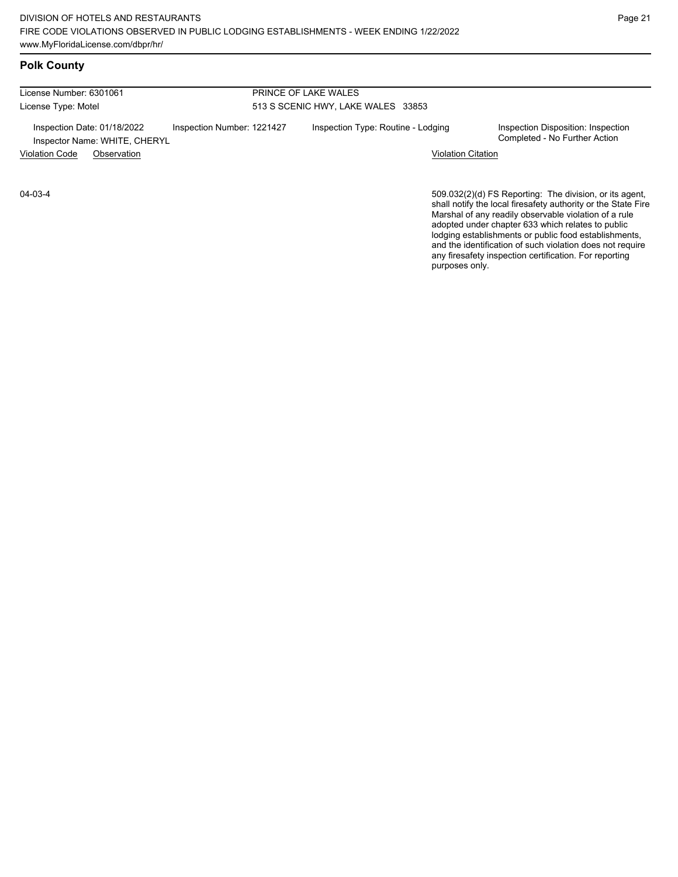## Polk County

| License Number: 6301061 | PRINCE OF LAKE WALES |
|---|---|
| License Type: Motel | 513 S SCENIC HWY, LAKE WALES 33853 |

| Inspection Date: 01/18/2022 | Inspection Number: 1221427 | Inspection Type: Routine - Lodging | Inspection Disposition: Inspection Completed - No Further Action |
|---|---|---|---|
| Inspector Name: WHITE, CHERYL | | | |

| Violation Code | Observation | Violation Citation |
|---|---|---|
| 04-03-4 | | 509.032(2)(d) FS Reporting: The division, or its agent, shall notify the local firesafety authority or the State Fire Marshal of any readily observable violation of a rule adopted under chapter 633 which relates to public lodging establishments or public food establishments, and the identification of such violation does not require any firesafety inspection certification. For reporting purposes only. |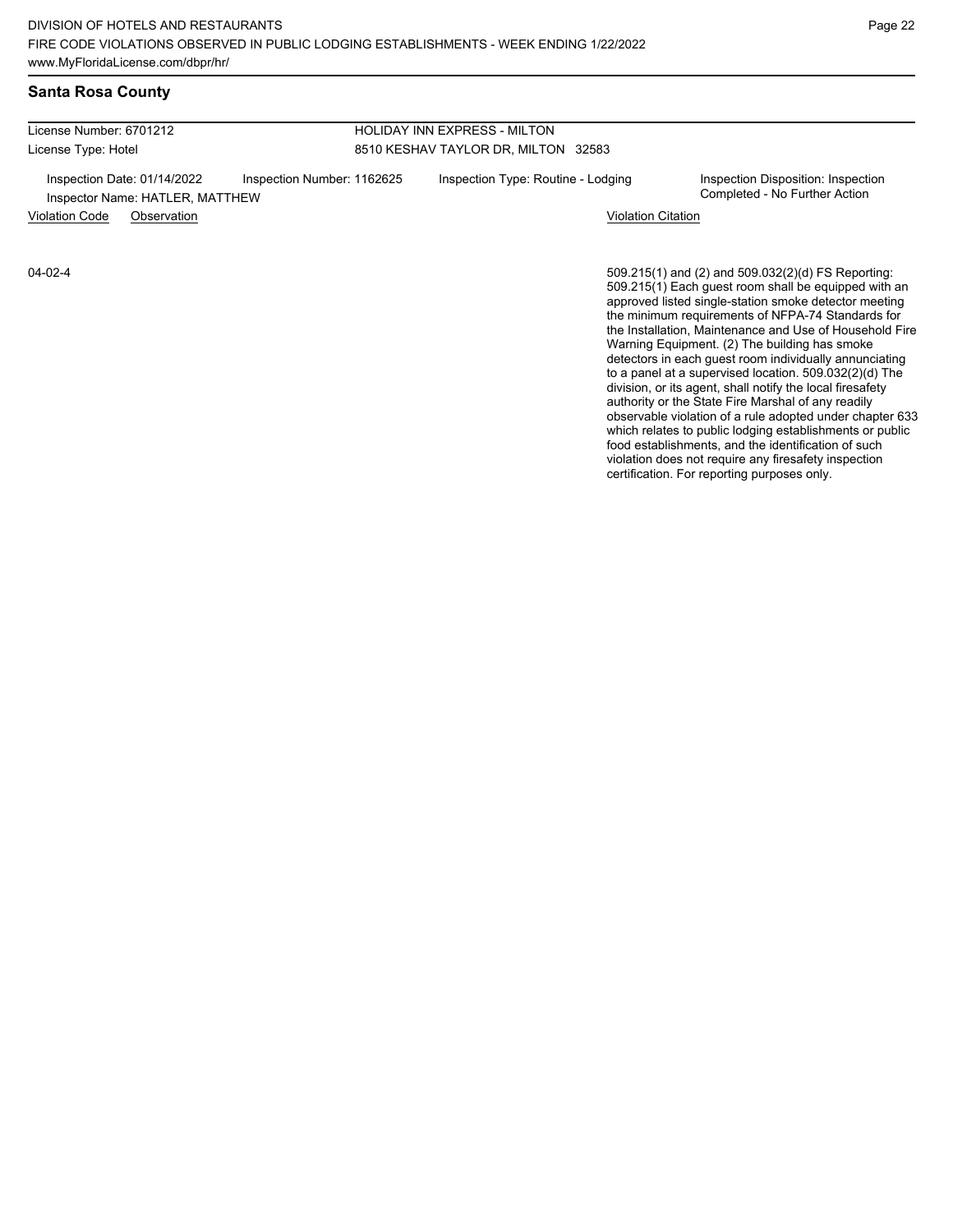## Santa Rosa County

| License Number: 6701212 | HOLIDAY INN EXPRESS - MILTON |
|---|---|
| License Type: Hotel | 8510 KESHAV TAYLOR DR, MILTON 32583 |

| Inspection Date: 01/14/2022 | Inspection Number: 1162625 | Inspection Type: Routine - Lodging | Inspection Disposition: Inspection Completed - No Further Action |
|---|---|---|---|
| Inspector Name: HATLER, MATTHEW | | | |

| Violation Code | Observation | Violation Citation |
|---|---|---|
| 04-02-4 | | 509.215(1) and (2) and 509.032(2)(d) FS Reporting: 509.215(1) Each guest room shall be equipped with an approved listed single-station smoke detector meeting the minimum requirements of NFPA-74 Standards for the Installation, Maintenance and Use of Household Fire Warning Equipment. (2) The building has smoke detectors in each guest room individually annunciating to a panel at a supervised location. 509.032(2)(d) The division, or its agent, shall notify the local firesafety authority or the State Fire Marshal of any readily observable violation of a rule adopted under chapter 633 which relates to public lodging establishments or public food establishments, and the identification of such violation does not require any firesafety inspection certification. For reporting purposes only. |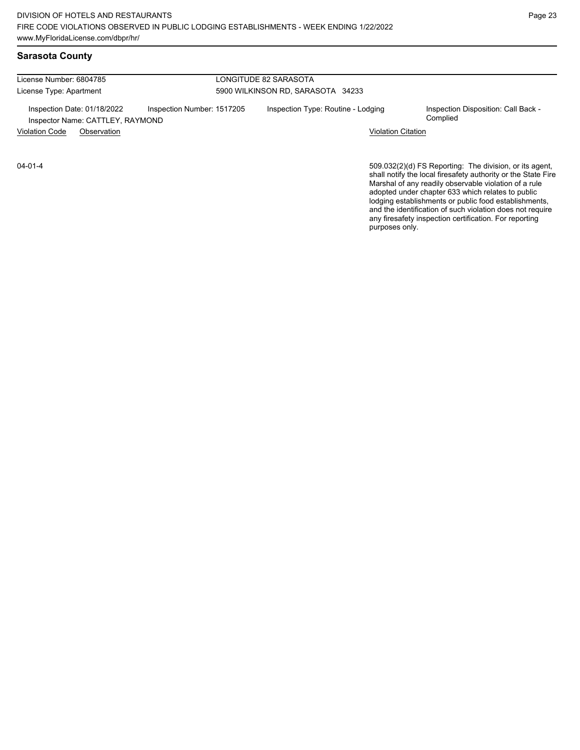## Sarasota County

License Number: 6804785
License Type: Apartment

LONGITUDE 82 SARASOTA
5900 WILKINSON RD, SARASOTA 34233

Inspection Date: 01/18/2022
Inspector Name: CATTLEY, RAYMOND
Inspection Number: 1517205
Inspection Type: Routine - Lodging
Inspection Disposition: Call Back - Complied

| Violation Code | Observation | Violation Citation |
|---|---|---|
| 04-01-4 | | 509.032(2)(d) FS Reporting: The division, or its agent, shall notify the local firesafety authority or the State Fire Marshal of any readily observable violation of a rule adopted under chapter 633 which relates to public lodging establishments or public food establishments, and the identification of such violation does not require any firesafety inspection certification. For reporting purposes only. |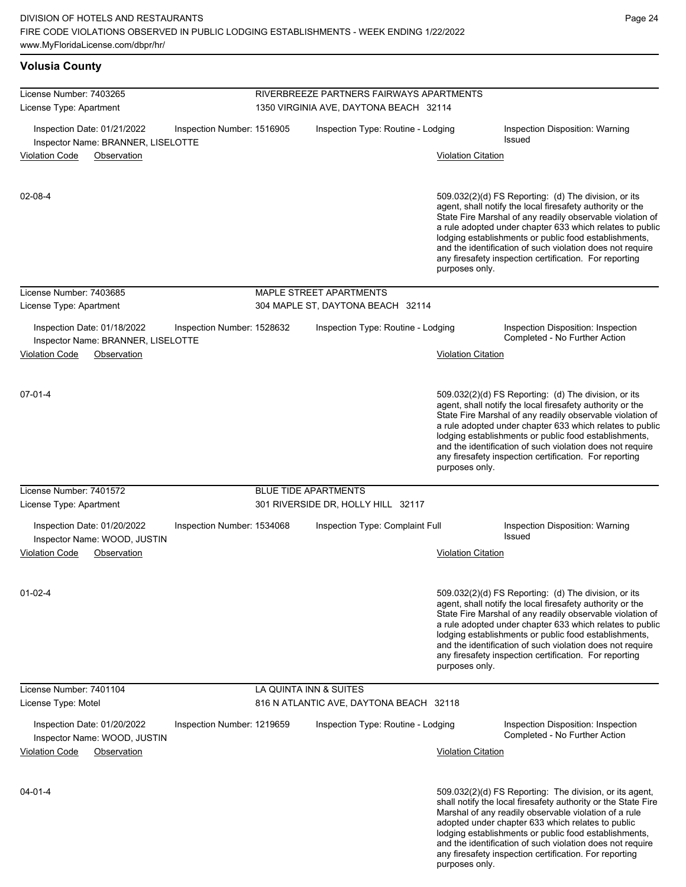## Volusia County

**License Number: 7403265** — RIVERBREEZE PARTNERS FAIRWAYS APARTMENTS
License Type: Apartment — 1350 VIRGINIA AVE, DAYTONA BEACH 32114

Inspection Date: 01/21/2022 | Inspection Number: 1516905 | Inspection Type: Routine - Lodging | Inspection Disposition: Warning Issued
Inspector Name: BRANNER, LISELOTTE

| Violation Code | Observation | Violation Citation |
|---|---|---|
| 02-08-4 | | 509.032(2)(d) FS Reporting: (d) The division, or its agent, shall notify the local firesafety authority or the State Fire Marshal of any readily observable violation of a rule adopted under chapter 633 which relates to public lodging establishments or public food establishments, and the identification of such violation does not require any firesafety inspection certification. For reporting purposes only. |

**License Number: 7403685** — MAPLE STREET APARTMENTS
License Type: Apartment — 304 MAPLE ST, DAYTONA BEACH 32114

Inspection Date: 01/18/2022 | Inspection Number: 1528632 | Inspection Type: Routine - Lodging | Inspection Disposition: Inspection Completed - No Further Action
Inspector Name: BRANNER, LISELOTTE

| Violation Code | Observation | Violation Citation |
|---|---|---|
| 07-01-4 | | 509.032(2)(d) FS Reporting: (d) The division, or its agent, shall notify the local firesafety authority or the State Fire Marshal of any readily observable violation of a rule adopted under chapter 633 which relates to public lodging establishments or public food establishments, and the identification of such violation does not require any firesafety inspection certification. For reporting purposes only. |

**License Number: 7401572** — BLUE TIDE APARTMENTS
License Type: Apartment — 301 RIVERSIDE DR, HOLLY HILL 32117

Inspection Date: 01/20/2022 | Inspection Number: 1534068 | Inspection Type: Complaint Full | Inspection Disposition: Warning Issued
Inspector Name: WOOD, JUSTIN

| Violation Code | Observation | Violation Citation |
|---|---|---|
| 01-02-4 | | 509.032(2)(d) FS Reporting: (d) The division, or its agent, shall notify the local firesafety authority or the State Fire Marshal of any readily observable violation of a rule adopted under chapter 633 which relates to public lodging establishments or public food establishments, and the identification of such violation does not require any firesafety inspection certification. For reporting purposes only. |

**License Number: 7401104** — LA QUINTA INN & SUITES
License Type: Motel — 816 N ATLANTIC AVE, DAYTONA BEACH 32118

Inspection Date: 01/20/2022 | Inspection Number: 1219659 | Inspection Type: Routine - Lodging | Inspection Disposition: Inspection Completed - No Further Action
Inspector Name: WOOD, JUSTIN

| Violation Code | Observation | Violation Citation |
|---|---|---|
| 04-01-4 | | 509.032(2)(d) FS Reporting: The division, or its agent, shall notify the local firesafety authority or the State Fire Marshal of any readily observable violation of a rule adopted under chapter 633 which relates to public lodging establishments or public food establishments, and the identification of such violation does not require any firesafety inspection certification. For reporting purposes only. |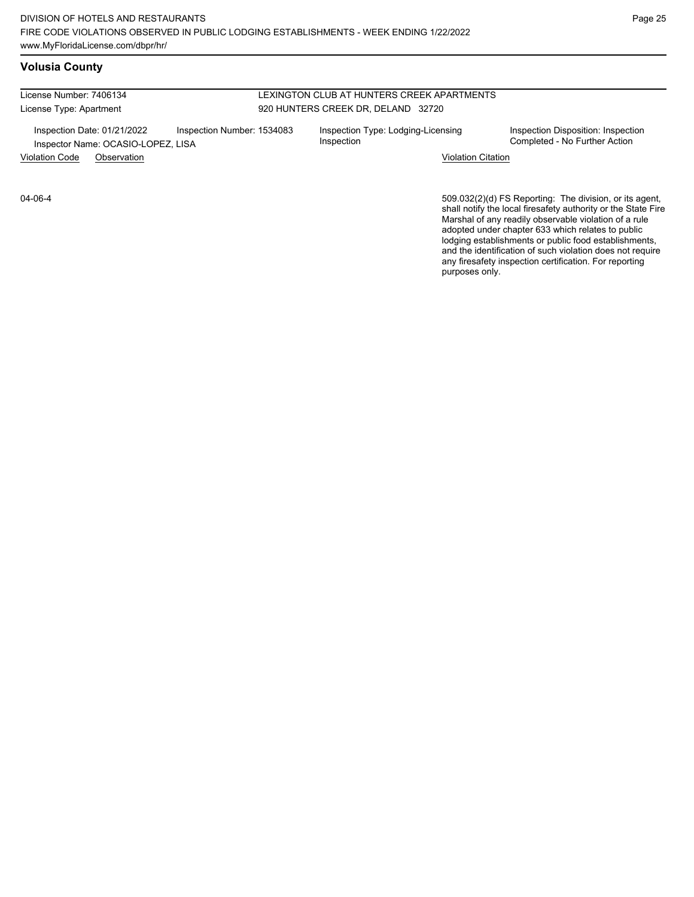## Volusia County

License Number: 7406134

License Type: Apartment

LEXINGTON CLUB AT HUNTERS CREEK APARTMENTS

920 HUNTERS CREEK DR, DELAND 32720

Inspection Date: 01/21/2022

Inspector Name: OCASIO-LOPEZ, LISA

Inspection Number: 1534083

Inspection Type: Lodging-Licensing Inspection

Inspection Disposition: Inspection Completed - No Further Action

| Violation Code | Observation | Violation Citation |
|---|---|---|
| 04-06-4 | | 509.032(2)(d) FS Reporting: The division, or its agent, shall notify the local firesafety authority or the State Fire Marshal of any readily observable violation of a rule adopted under chapter 633 which relates to public lodging establishments or public food establishments, and the identification of such violation does not require any firesafety inspection certification. For reporting purposes only. |